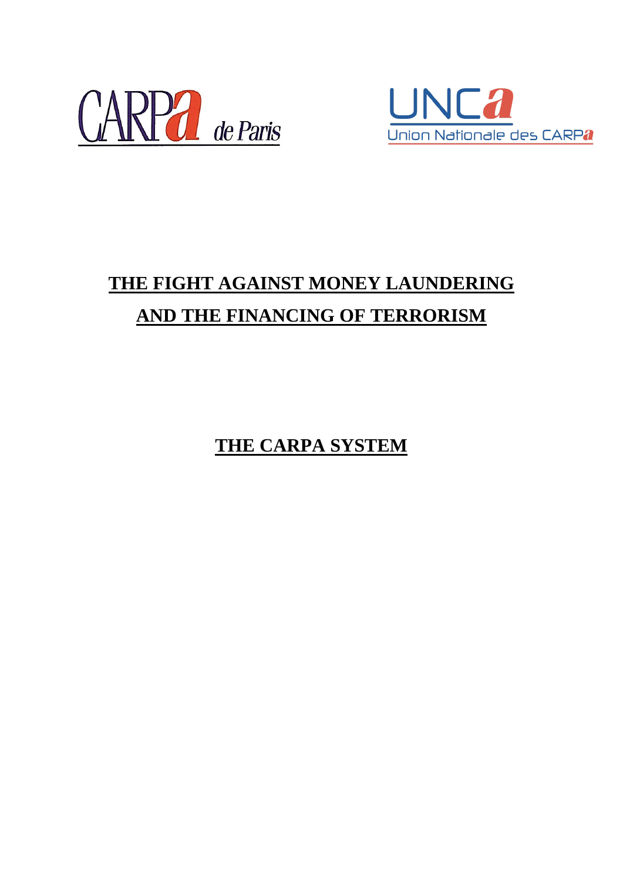CARPA de Paris

UNCA
Union Nationale des CARPA

# THE FIGHT AGAINST MONEY LAUNDERING AND THE FINANCING OF TERRORISM

## THE CARPA SYSTEM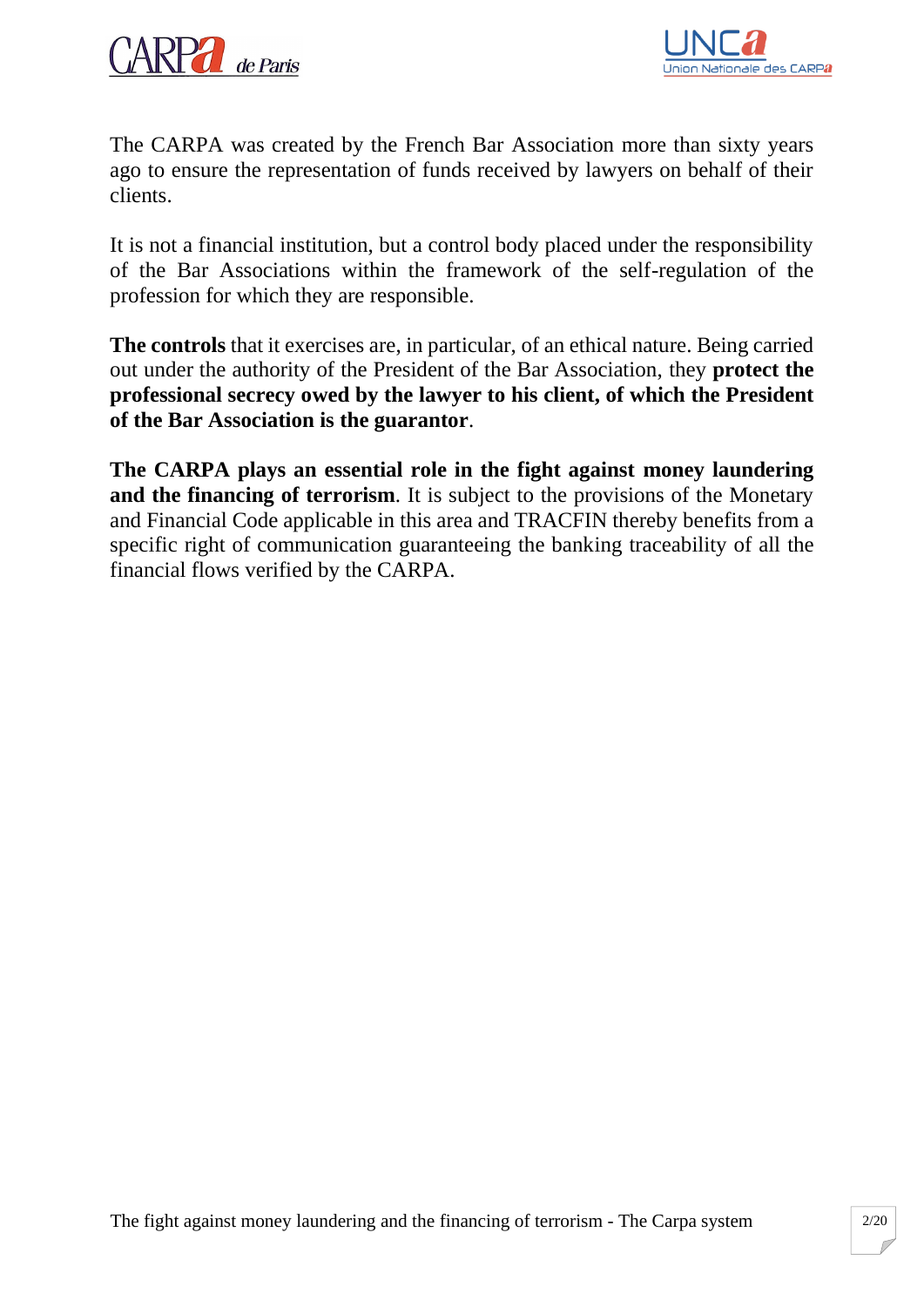The CARPA was created by the French Bar Association more than sixty years ago to ensure the representation of funds received by lawyers on behalf of their clients.

It is not a financial institution, but a control body placed under the responsibility of the Bar Associations within the framework of the self-regulation of the profession for which they are responsible.

**The controls** that it exercises are, in particular, of an ethical nature. Being carried out under the authority of the President of the Bar Association, they **protect the professional secrecy owed by the lawyer to his client, of which the President of the Bar Association is the guarantor**.

**The CARPA plays an essential role in the fight against money laundering and the financing of terrorism**. It is subject to the provisions of the Monetary and Financial Code applicable in this area and TRACFIN thereby benefits from a specific right of communication guaranteeing the banking traceability of all the financial flows verified by the CARPA.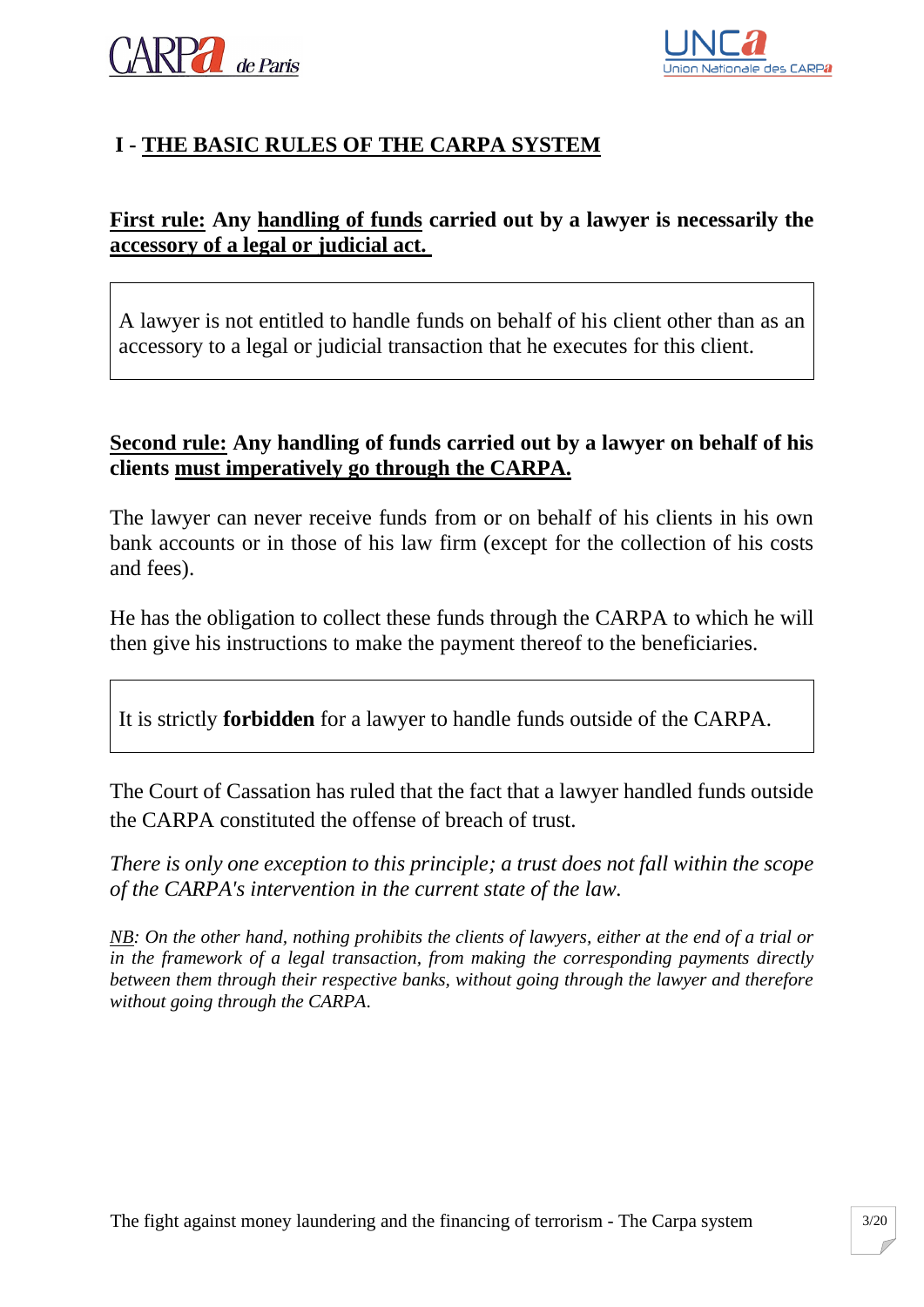# I - THE BASIC RULES OF THE CARPA SYSTEM

**First rule: Any handling of funds carried out by a lawyer is necessarily the accessory of a legal or judicial act.**

> A lawyer is not entitled to handle funds on behalf of his client other than as an accessory to a legal or judicial transaction that he executes for this client.

**Second rule: Any handling of funds carried out by a lawyer on behalf of his clients must imperatively go through the CARPA.**

The lawyer can never receive funds from or on behalf of his clients in his own bank accounts or in those of his law firm (except for the collection of his costs and fees).

He has the obligation to collect these funds through the CARPA to which he will then give his instructions to make the payment thereof to the beneficiaries.

> It is strictly **forbidden** for a lawyer to handle funds outside of the CARPA.

The Court of Cassation has ruled that the fact that a lawyer handled funds outside the CARPA constituted the offense of breach of trust.

*There is only one exception to this principle; a trust does not fall within the scope of the CARPA's intervention in the current state of the law.*

*NB: On the other hand, nothing prohibits the clients of lawyers, either at the end of a trial or in the framework of a legal transaction, from making the corresponding payments directly between them through their respective banks, without going through the lawyer and therefore without going through the CARPA.*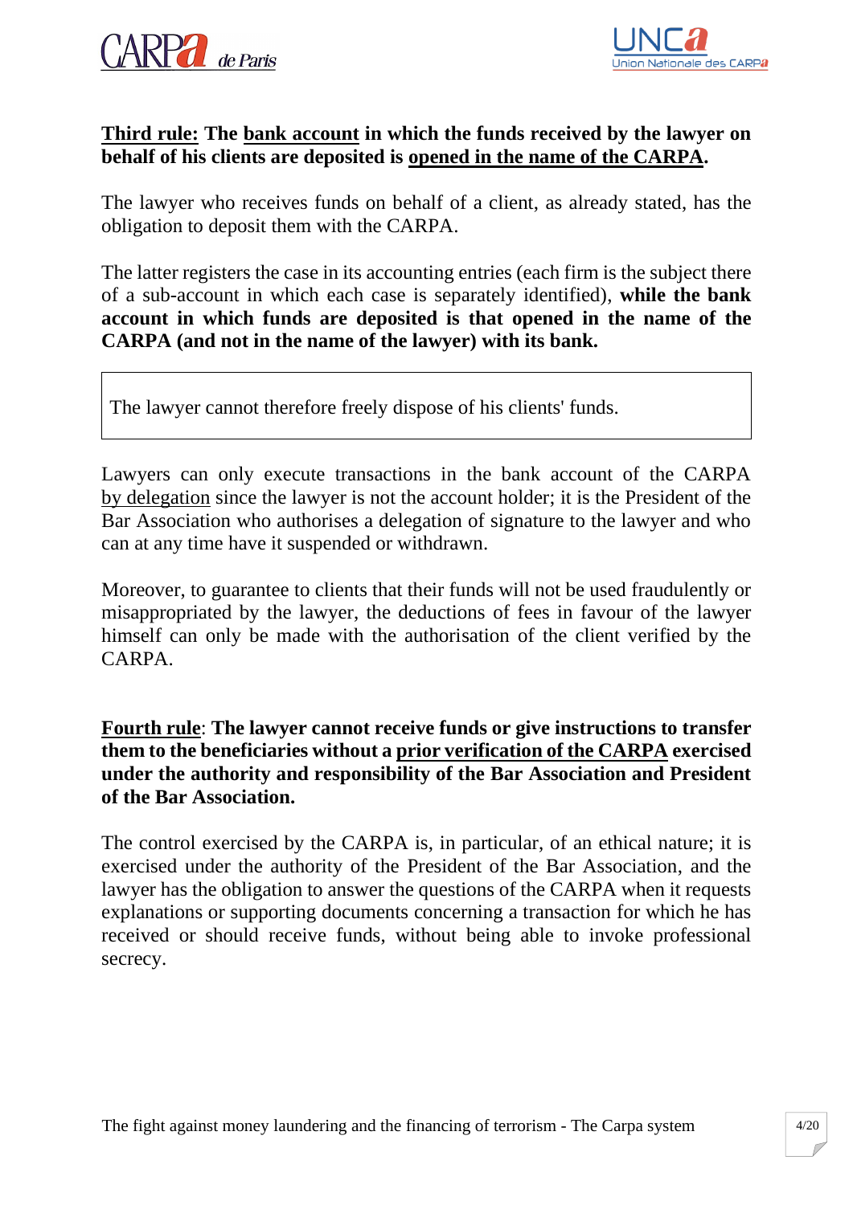**<u>Third rule:</u> The <u>bank account</u> in which the funds received by the lawyer on behalf of his clients are deposited is <u>opened in the name of the CARPA</u>.**

The lawyer who receives funds on behalf of a client, as already stated, has the obligation to deposit them with the CARPA.

The latter registers the case in its accounting entries (each firm is the subject there of a sub-account in which each case is separately identified), **while the bank account in which funds are deposited is that opened in the name of the CARPA (and not in the name of the lawyer) with its bank.**

> The lawyer cannot therefore freely dispose of his clients' funds.

Lawyers can only execute transactions in the bank account of the CARPA <u>by delegation</u> since the lawyer is not the account holder; it is the President of the Bar Association who authorises a delegation of signature to the lawyer and who can at any time have it suspended or withdrawn.

Moreover, to guarantee to clients that their funds will not be used fraudulently or misappropriated by the lawyer, the deductions of fees in favour of the lawyer himself can only be made with the authorisation of the client verified by the CARPA.

**<u>Fourth rule</u>: The lawyer cannot receive funds or give instructions to transfer them to the beneficiaries without a <u>prior verification of the CARPA</u> exercised under the authority and responsibility of the Bar Association and President of the Bar Association.**

The control exercised by the CARPA is, in particular, of an ethical nature; it is exercised under the authority of the President of the Bar Association, and the lawyer has the obligation to answer the questions of the CARPA when it requests explanations or supporting documents concerning a transaction for which he has received or should receive funds, without being able to invoke professional secrecy.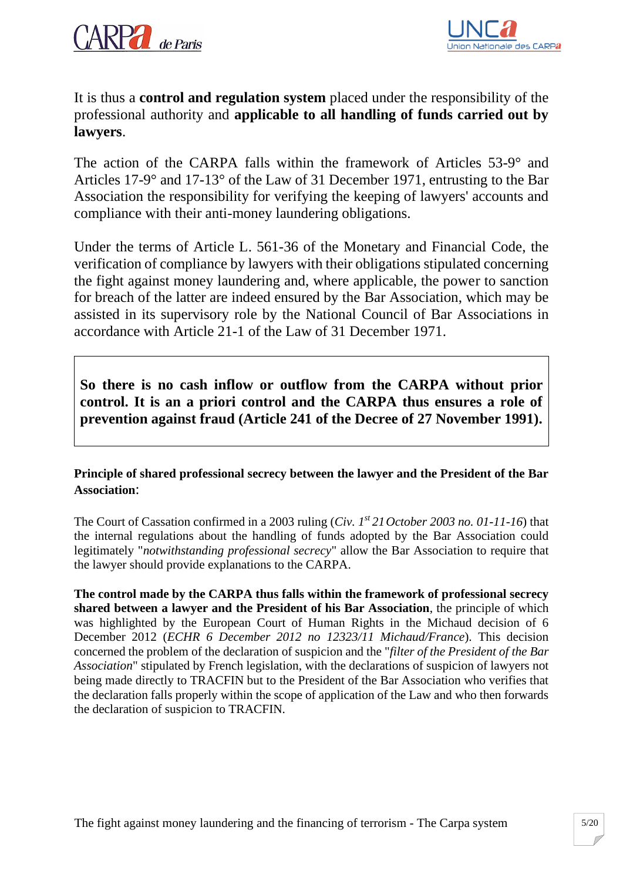It is thus a **control and regulation system** placed under the responsibility of the professional authority and **applicable to all handling of funds carried out by lawyers**.

The action of the CARPA falls within the framework of Articles 53-9° and Articles 17-9° and 17-13° of the Law of 31 December 1971, entrusting to the Bar Association the responsibility for verifying the keeping of lawyers' accounts and compliance with their anti-money laundering obligations.

Under the terms of Article L. 561-36 of the Monetary and Financial Code, the verification of compliance by lawyers with their obligations stipulated concerning the fight against money laundering and, where applicable, the power to sanction for breach of the latter are indeed ensured by the Bar Association, which may be assisted in its supervisory role by the National Council of Bar Associations in accordance with Article 21-1 of the Law of 31 December 1971.

> **So there is no cash inflow or outflow from the CARPA without prior control. It is an a priori control and the CARPA thus ensures a role of prevention against fraud (Article 241 of the Decree of 27 November 1991).**

**Principle of shared professional secrecy between the lawyer and the President of the Bar Association**:

The Court of Cassation confirmed in a 2003 ruling (*Civ. 1st 21 October 2003 no. 01-11-16*) that the internal regulations about the handling of funds adopted by the Bar Association could legitimately "*notwithstanding professional secrecy*" allow the Bar Association to require that the lawyer should provide explanations to the CARPA.

**The control made by the CARPA thus falls within the framework of professional secrecy shared between a lawyer and the President of his Bar Association**, the principle of which was highlighted by the European Court of Human Rights in the Michaud decision of 6 December 2012 (*ECHR 6 December 2012 no 12323/11 Michaud/France*). This decision concerned the problem of the declaration of suspicion and the "*filter of the President of the Bar Association*" stipulated by French legislation, with the declarations of suspicion of lawyers not being made directly to TRACFIN but to the President of the Bar Association who verifies that the declaration falls properly within the scope of application of the Law and who then forwards the declaration of suspicion to TRACFIN.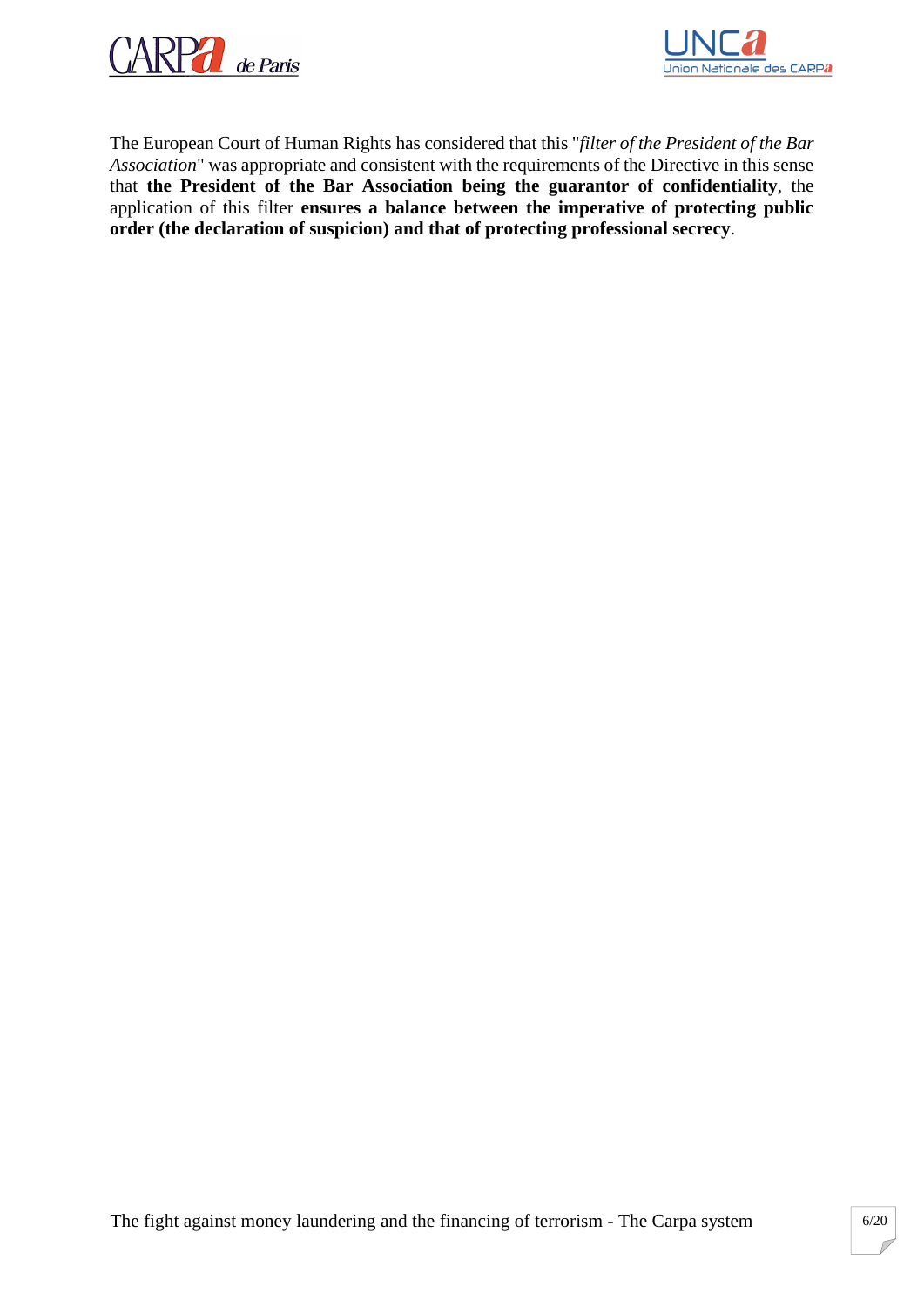The European Court of Human Rights has considered that this "*filter of the President of the Bar Association*" was appropriate and consistent with the requirements of the Directive in this sense that **the President of the Bar Association being the guarantor of confidentiality**, the application of this filter **ensures a balance between the imperative of protecting public order (the declaration of suspicion) and that of protecting professional secrecy**.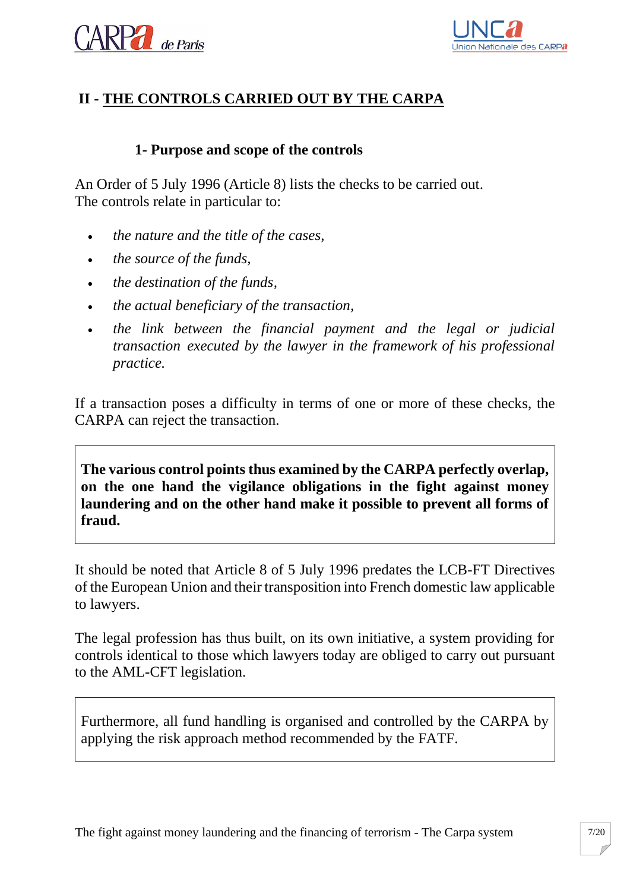## II - THE CONTROLS CARRIED OUT BY THE CARPA

### 1- Purpose and scope of the controls

An Order of 5 July 1996 (Article 8) lists the checks to be carried out.
The controls relate in particular to:

- *the nature and the title of the cases,*
- *the source of the funds,*
- *the destination of the funds,*
- *the actual beneficiary of the transaction,*
- *the link between the financial payment and the legal or judicial transaction executed by the lawyer in the framework of his professional practice.*

If a transaction poses a difficulty in terms of one or more of these checks, the CARPA can reject the transaction.

**The various control points thus examined by the CARPA perfectly overlap, on the one hand the vigilance obligations in the fight against money laundering and on the other hand make it possible to prevent all forms of fraud.**

It should be noted that Article 8 of 5 July 1996 predates the LCB-FT Directives of the European Union and their transposition into French domestic law applicable to lawyers.

The legal profession has thus built, on its own initiative, a system providing for controls identical to those which lawyers today are obliged to carry out pursuant to the AML-CFT legislation.

Furthermore, all fund handling is organised and controlled by the CARPA by applying the risk approach method recommended by the FATF.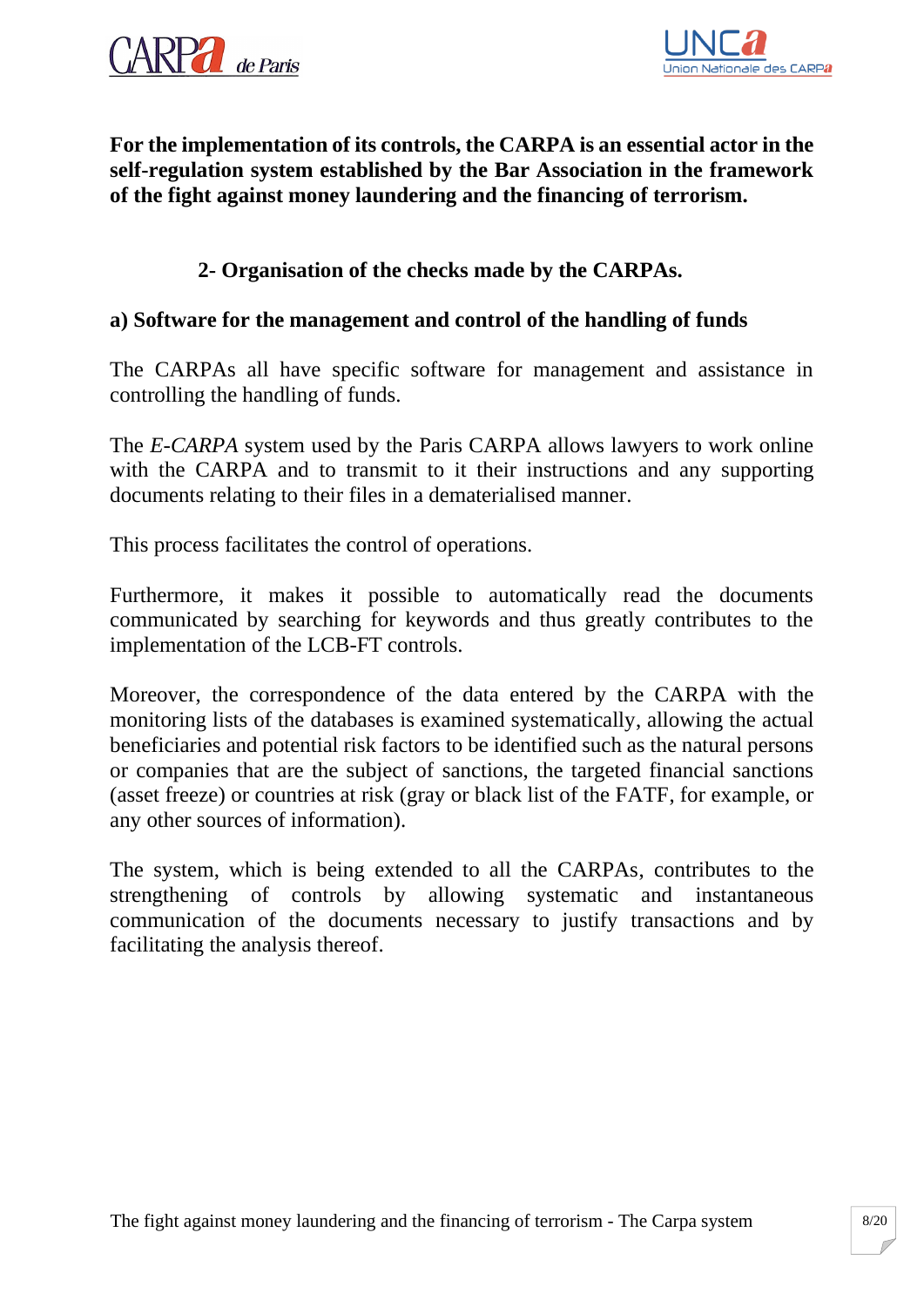**For the implementation of its controls, the CARPA is an essential actor in the self-regulation system established by the Bar Association in the framework of the fight against money laundering and the financing of terrorism.**

## 2- Organisation of the checks made by the CARPAs.

### a) Software for the management and control of the handling of funds

The CARPAs all have specific software for management and assistance in controlling the handling of funds.

The *E-CARPA* system used by the Paris CARPA allows lawyers to work online with the CARPA and to transmit to it their instructions and any supporting documents relating to their files in a dematerialised manner.

This process facilitates the control of operations.

Furthermore, it makes it possible to automatically read the documents communicated by searching for keywords and thus greatly contributes to the implementation of the LCB-FT controls.

Moreover, the correspondence of the data entered by the CARPA with the monitoring lists of the databases is examined systematically, allowing the actual beneficiaries and potential risk factors to be identified such as the natural persons or companies that are the subject of sanctions, the targeted financial sanctions (asset freeze) or countries at risk (gray or black list of the FATF, for example, or any other sources of information).

The system, which is being extended to all the CARPAs, contributes to the strengthening of controls by allowing systematic and instantaneous communication of the documents necessary to justify transactions and by facilitating the analysis thereof.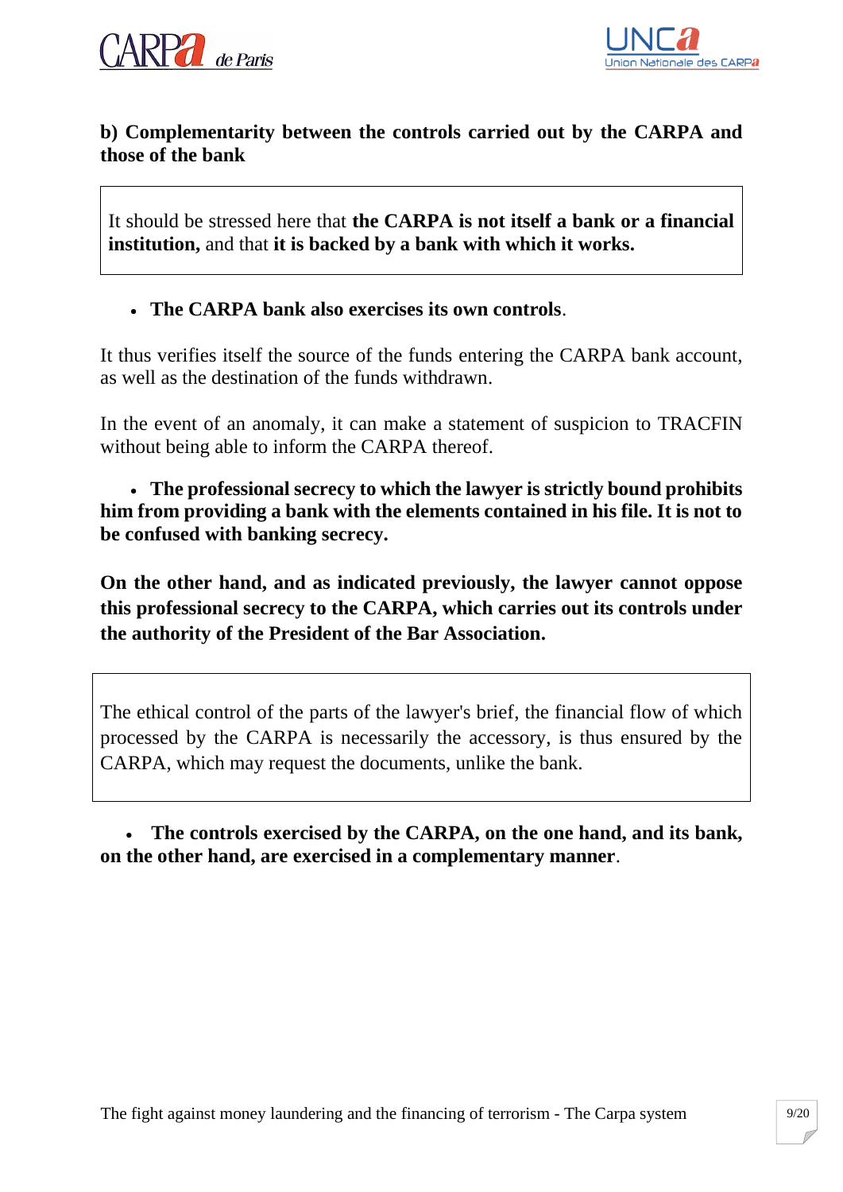### b) Complementarity between the controls carried out by the CARPA and those of the bank

It should be stressed here that **the CARPA is not itself a bank or a financial institution,** and that **it is backed by a bank with which it works.**

- **The CARPA bank also exercises its own controls**.

It thus verifies itself the source of the funds entering the CARPA bank account, as well as the destination of the funds withdrawn.

In the event of an anomaly, it can make a statement of suspicion to TRACFIN without being able to inform the CARPA thereof.

- **The professional secrecy to which the lawyer is strictly bound prohibits him from providing a bank with the elements contained in his file. It is not to be confused with banking secrecy.**

**On the other hand, and as indicated previously, the lawyer cannot oppose this professional secrecy to the CARPA, which carries out its controls under the authority of the President of the Bar Association.**

The ethical control of the parts of the lawyer's brief, the financial flow of which processed by the CARPA is necessarily the accessory, is thus ensured by the CARPA, which may request the documents, unlike the bank.

- **The controls exercised by the CARPA, on the one hand, and its bank, on the other hand, are exercised in a complementary manner**.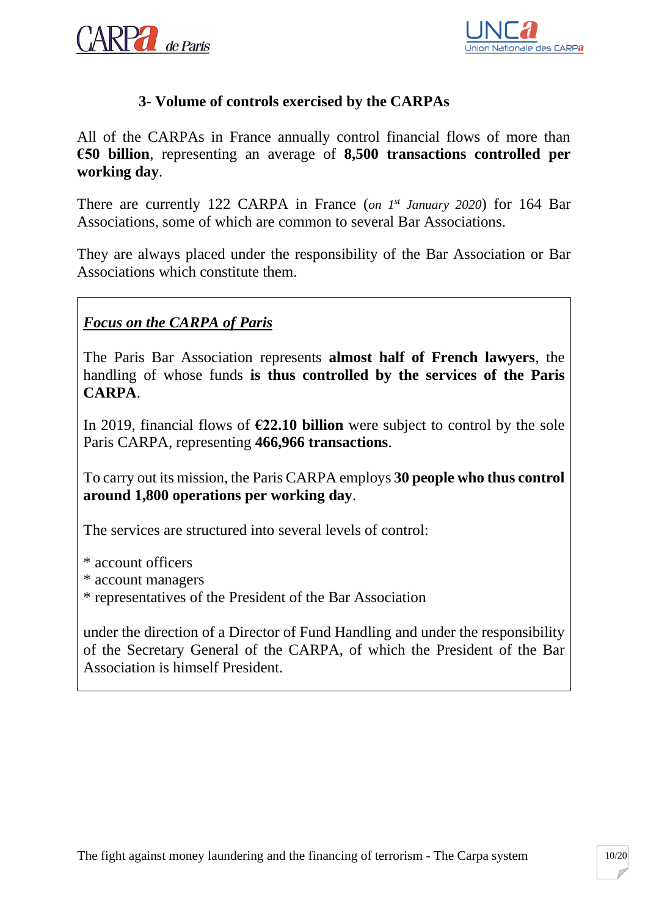### 3- Volume of controls exercised by the CARPAs

All of the CARPAs in France annually control financial flows of more than **€50 billion**, representing an average of **8,500 transactions controlled per working day**.

There are currently 122 CARPA in France (*on 1st January 2020*) for 164 Bar Associations, some of which are common to several Bar Associations.

They are always placed under the responsibility of the Bar Association or Bar Associations which constitute them.

***Focus on the CARPA of Paris***

The Paris Bar Association represents **almost half of French lawyers**, the handling of whose funds **is thus controlled by the services of the Paris CARPA**.

In 2019, financial flows of **€22.10 billion** were subject to control by the sole Paris CARPA, representing **466,966 transactions**.

To carry out its mission, the Paris CARPA employs **30 people who thus control around 1,800 operations per working day**.

The services are structured into several levels of control:

* account officers
* account managers
* representatives of the President of the Bar Association

under the direction of a Director of Fund Handling and under the responsibility of the Secretary General of the CARPA, of which the President of the Bar Association is himself President.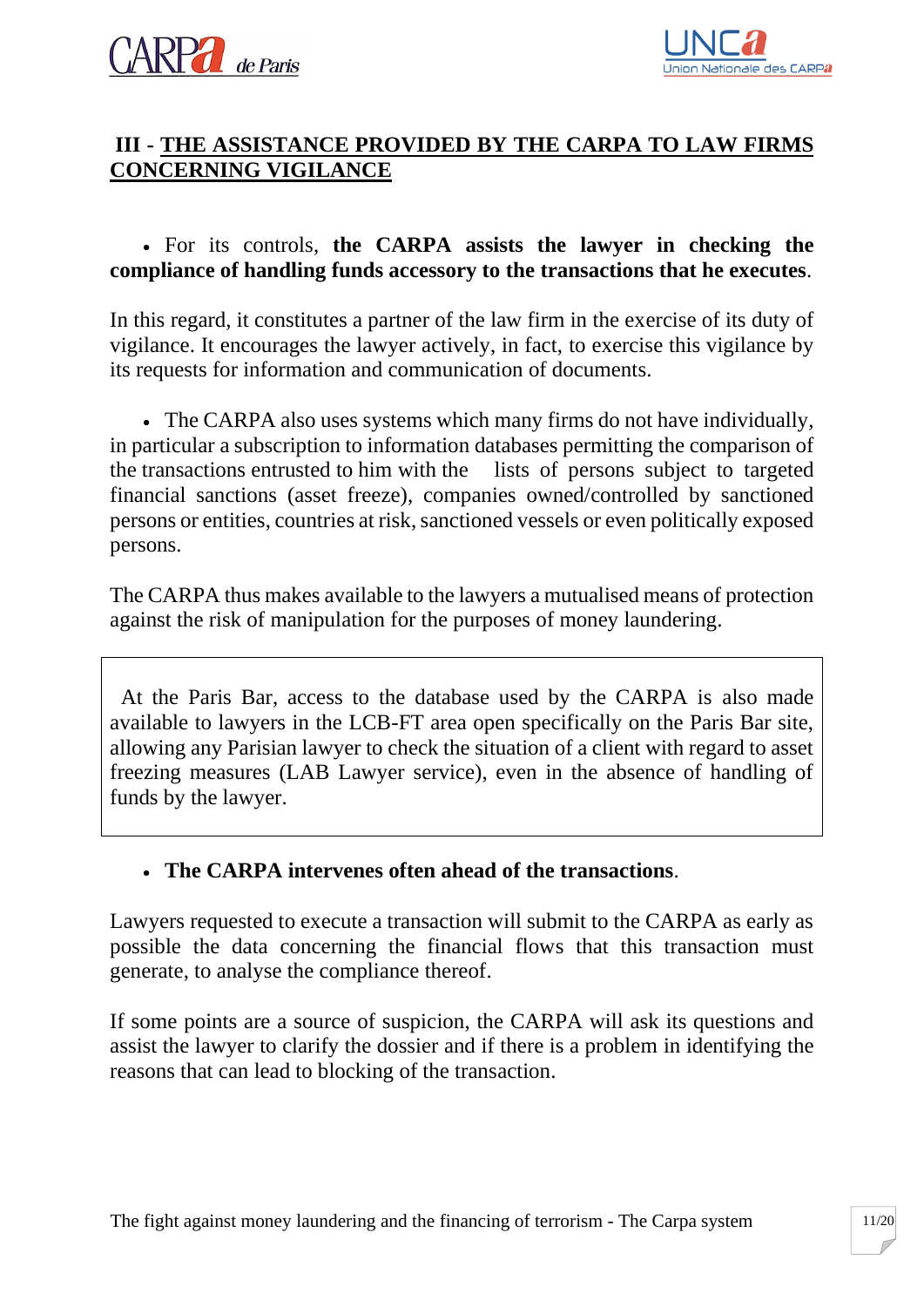## III - THE ASSISTANCE PROVIDED BY THE CARPA TO LAW FIRMS CONCERNING VIGILANCE

- For its controls, **the CARPA assists the lawyer in checking the compliance of handling funds accessory to the transactions that he executes**.

In this regard, it constitutes a partner of the law firm in the exercise of its duty of vigilance. It encourages the lawyer actively, in fact, to exercise this vigilance by its requests for information and communication of documents.

- The CARPA also uses systems which many firms do not have individually, in particular a subscription to information databases permitting the comparison of the transactions entrusted to him with the lists of persons subject to targeted financial sanctions (asset freeze), companies owned/controlled by sanctioned persons or entities, countries at risk, sanctioned vessels or even politically exposed persons.

The CARPA thus makes available to the lawyers a mutualised means of protection against the risk of manipulation for the purposes of money laundering.

> At the Paris Bar, access to the database used by the CARPA is also made available to lawyers in the LCB-FT area open specifically on the Paris Bar site, allowing any Parisian lawyer to check the situation of a client with regard to asset freezing measures (LAB Lawyer service), even in the absence of handling of funds by the lawyer.

- **The CARPA intervenes often ahead of the transactions**.

Lawyers requested to execute a transaction will submit to the CARPA as early as possible the data concerning the financial flows that this transaction must generate, to analyse the compliance thereof.

If some points are a source of suspicion, the CARPA will ask its questions and assist the lawyer to clarify the dossier and if there is a problem in identifying the reasons that can lead to blocking of the transaction.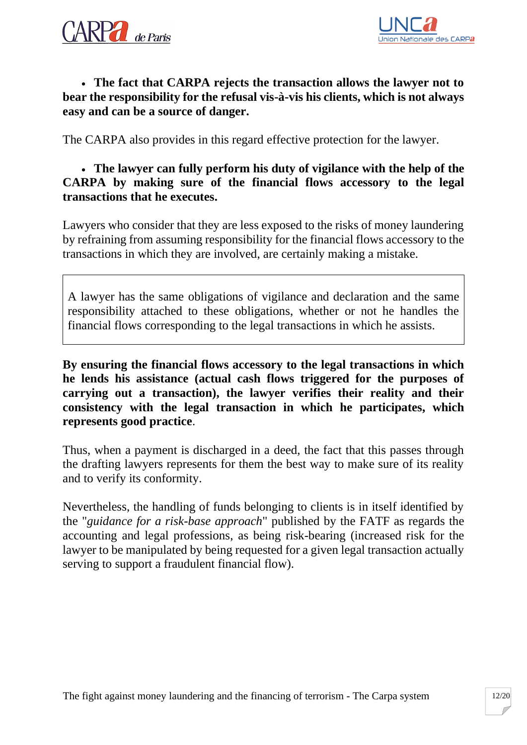- **The fact that CARPA rejects the transaction allows the lawyer not to bear the responsibility for the refusal vis-à-vis his clients, which is not always easy and can be a source of danger.**

The CARPA also provides in this regard effective protection for the lawyer.

- **The lawyer can fully perform his duty of vigilance with the help of the CARPA by making sure of the financial flows accessory to the legal transactions that he executes.**

Lawyers who consider that they are less exposed to the risks of money laundering by refraining from assuming responsibility for the financial flows accessory to the transactions in which they are involved, are certainly making a mistake.

> A lawyer has the same obligations of vigilance and declaration and the same responsibility attached to these obligations, whether or not he handles the financial flows corresponding to the legal transactions in which he assists.

**By ensuring the financial flows accessory to the legal transactions in which he lends his assistance (actual cash flows triggered for the purposes of carrying out a transaction), the lawyer verifies their reality and their consistency with the legal transaction in which he participates, which represents good practice**.

Thus, when a payment is discharged in a deed, the fact that this passes through the drafting lawyers represents for them the best way to make sure of its reality and to verify its conformity.

Nevertheless, the handling of funds belonging to clients is in itself identified by the "*guidance for a risk-base approach*" published by the FATF as regards the accounting and legal professions, as being risk-bearing (increased risk for the lawyer to be manipulated by being requested for a given legal transaction actually serving to support a fraudulent financial flow).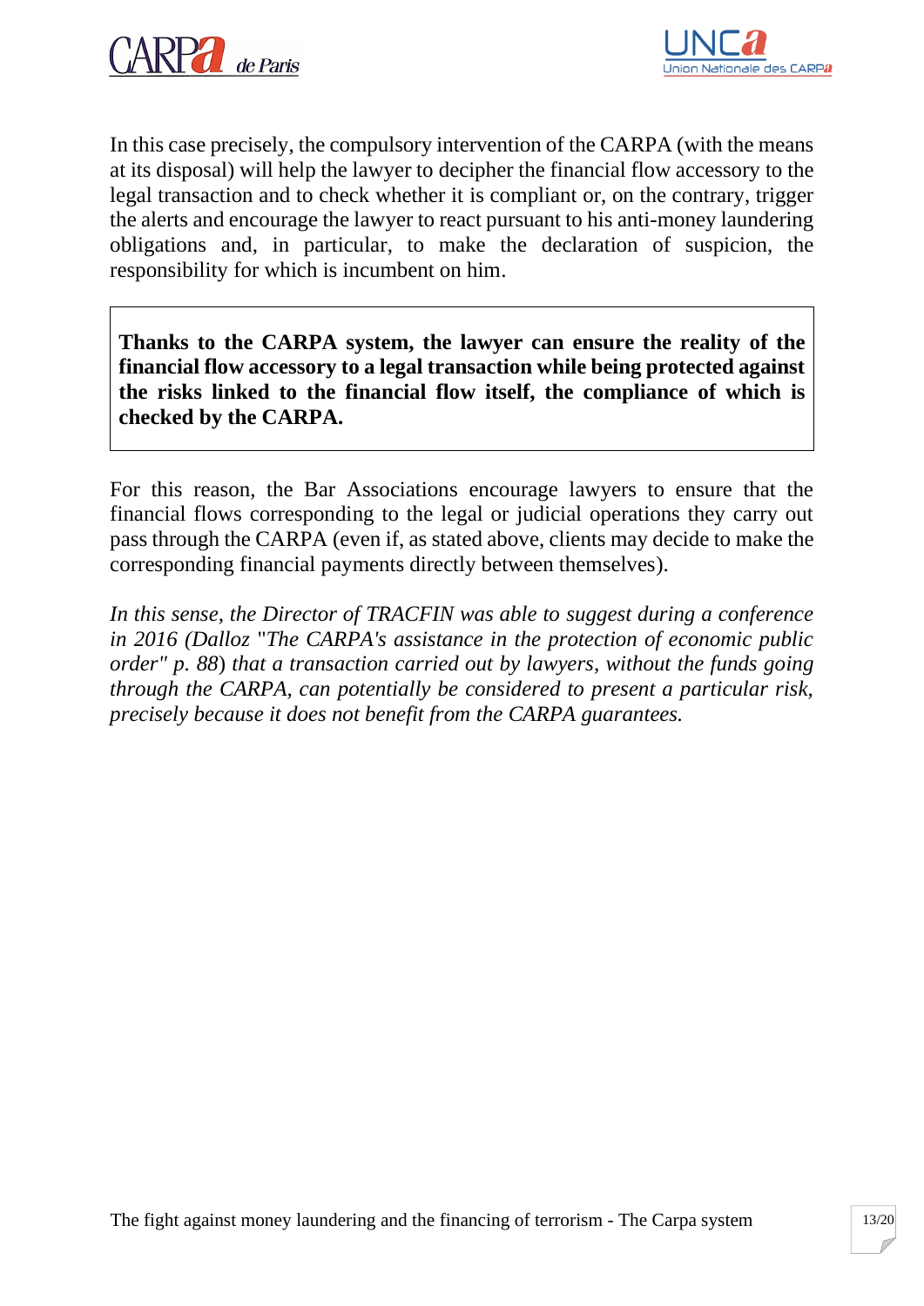In this case precisely, the compulsory intervention of the CARPA (with the means at its disposal) will help the lawyer to decipher the financial flow accessory to the legal transaction and to check whether it is compliant or, on the contrary, trigger the alerts and encourage the lawyer to react pursuant to his anti-money laundering obligations and, in particular, to make the declaration of suspicion, the responsibility for which is incumbent on him.

> **Thanks to the CARPA system, the lawyer can ensure the reality of the financial flow accessory to a legal transaction while being protected against the risks linked to the financial flow itself, the compliance of which is checked by the CARPA.**

For this reason, the Bar Associations encourage lawyers to ensure that the financial flows corresponding to the legal or judicial operations they carry out pass through the CARPA (even if, as stated above, clients may decide to make the corresponding financial payments directly between themselves).

*In this sense, the Director of TRACFIN was able to suggest during a conference in 2016 (Dalloz "The CARPA's assistance in the protection of economic public order" p. 88) that a transaction carried out by lawyers, without the funds going through the CARPA, can potentially be considered to present a particular risk, precisely because it does not benefit from the CARPA guarantees.*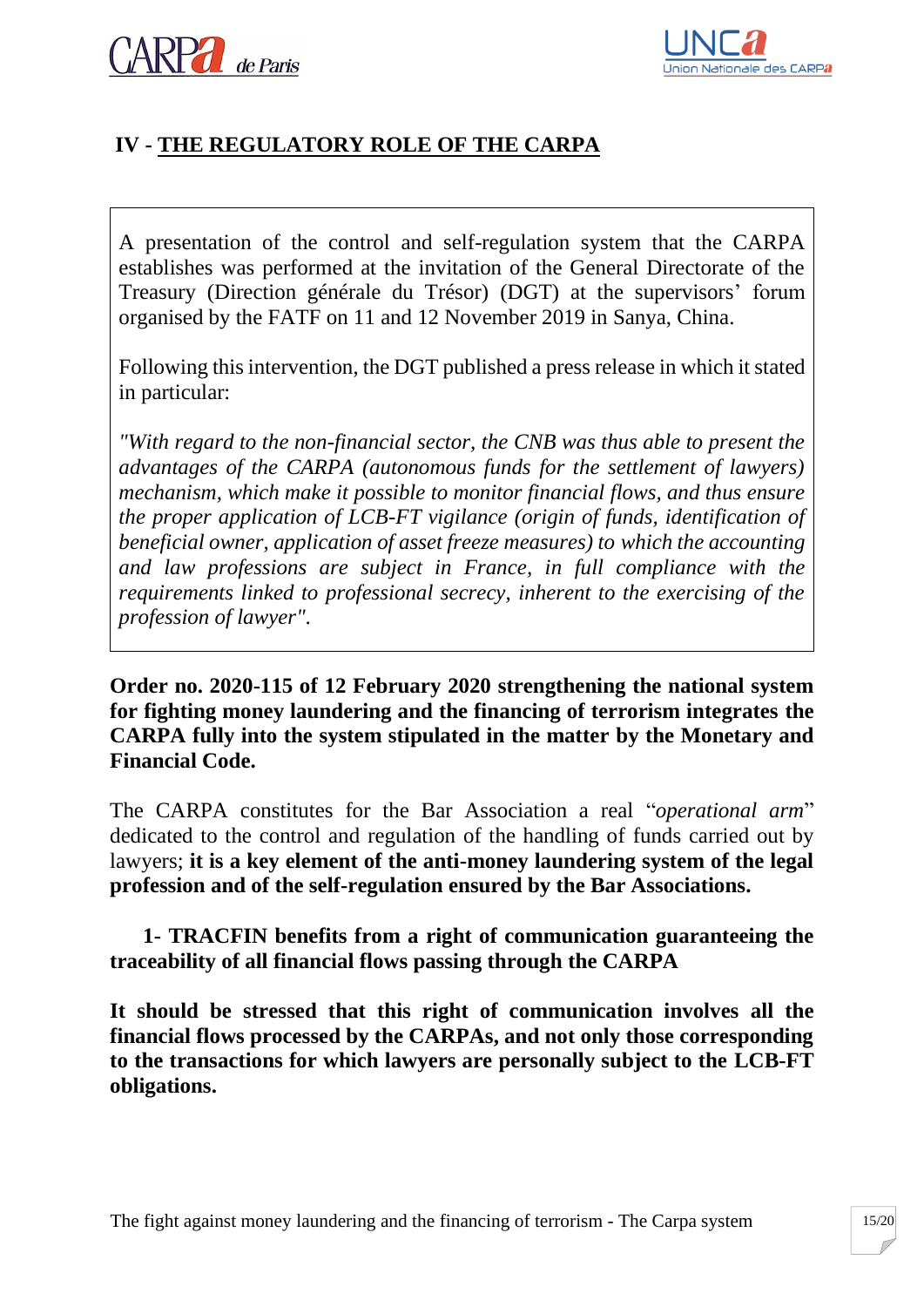## IV - THE REGULATORY ROLE OF THE CARPA

> A presentation of the control and self-regulation system that the CARPA establishes was performed at the invitation of the General Directorate of the Treasury (Direction générale du Trésor) (DGT) at the supervisors' forum organised by the FATF on 11 and 12 November 2019 in Sanya, China.
>
> Following this intervention, the DGT published a press release in which it stated in particular:
>
> *"With regard to the non-financial sector, the CNB was thus able to present the advantages of the CARPA (autonomous funds for the settlement of lawyers) mechanism, which make it possible to monitor financial flows, and thus ensure the proper application of LCB-FT vigilance (origin of funds, identification of beneficial owner, application of asset freeze measures) to which the accounting and law professions are subject in France, in full compliance with the requirements linked to professional secrecy, inherent to the exercising of the profession of lawyer".*

**Order no. 2020-115 of 12 February 2020 strengthening the national system for fighting money laundering and the financing of terrorism integrates the CARPA fully into the system stipulated in the matter by the Monetary and Financial Code.**

The CARPA constitutes for the Bar Association a real "*operational arm*" dedicated to the control and regulation of the handling of funds carried out by lawyers; **it is a key element of the anti-money laundering system of the legal profession and of the self-regulation ensured by the Bar Associations.**

### 1- TRACFIN benefits from a right of communication guaranteeing the traceability of all financial flows passing through the CARPA

**It should be stressed that this right of communication involves all the financial flows processed by the CARPAs, and not only those corresponding to the transactions for which lawyers are personally subject to the LCB-FT obligations.**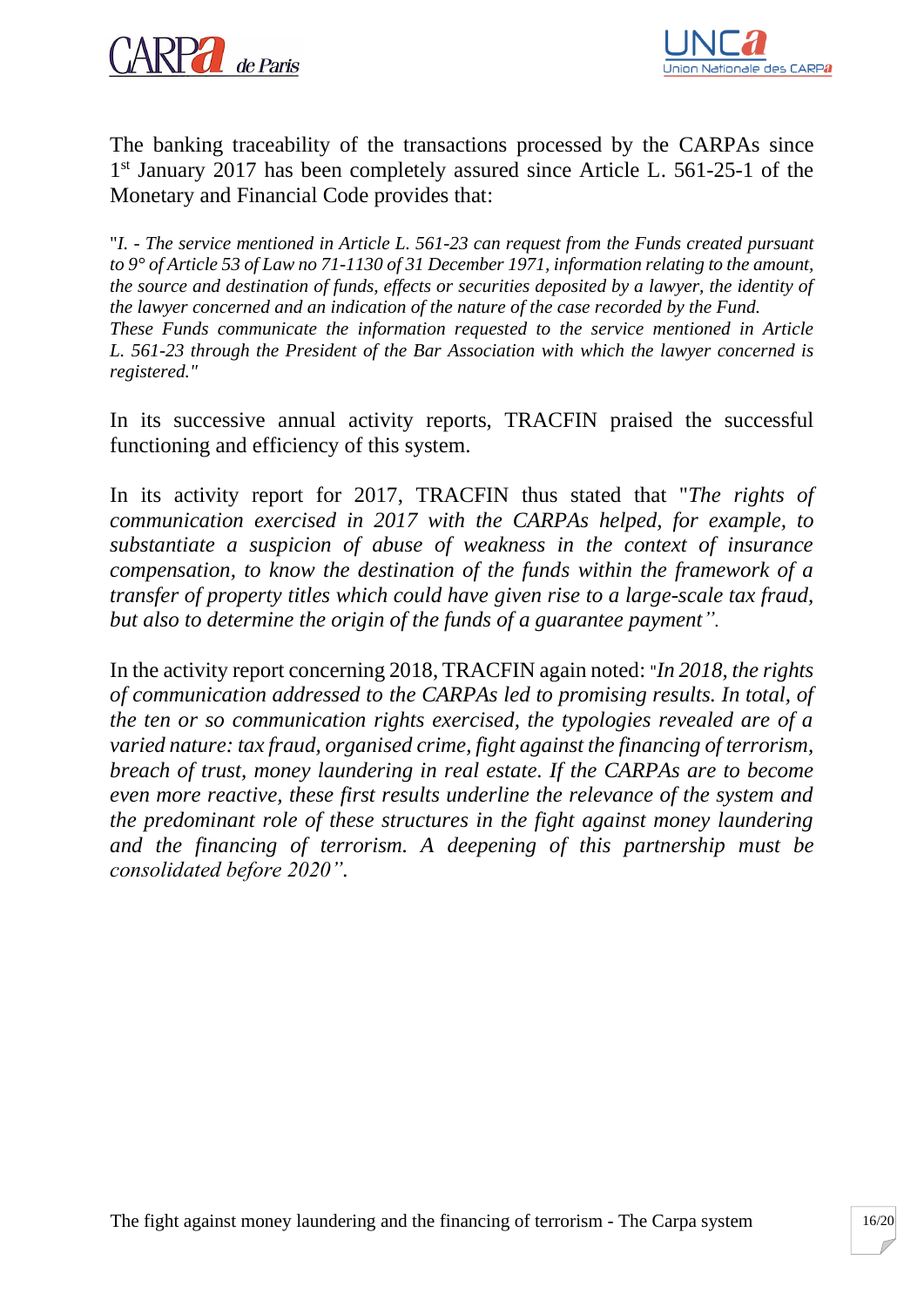The banking traceability of the transactions processed by the CARPAs since 1st January 2017 has been completely assured since Article L. 561-25-1 of the Monetary and Financial Code provides that:

"*I. - The service mentioned in Article L. 561-23 can request from the Funds created pursuant to 9° of Article 53 of Law no 71-1130 of 31 December 1971, information relating to the amount, the source and destination of funds, effects or securities deposited by a lawyer, the identity of the lawyer concerned and an indication of the nature of the case recorded by the Fund.*
*These Funds communicate the information requested to the service mentioned in Article L. 561-23 through the President of the Bar Association with which the lawyer concerned is registered.*"

In its successive annual activity reports, TRACFIN praised the successful functioning and efficiency of this system.

In its activity report for 2017, TRACFIN thus stated that "*The rights of communication exercised in 2017 with the CARPAs helped, for example, to substantiate a suspicion of abuse of weakness in the context of insurance compensation, to know the destination of the funds within the framework of a transfer of property titles which could have given rise to a large-scale tax fraud, but also to determine the origin of the funds of a guarantee payment".*

In the activity report concerning 2018, TRACFIN again noted: "*In 2018, the rights of communication addressed to the CARPAs led to promising results. In total, of the ten or so communication rights exercised, the typologies revealed are of a varied nature: tax fraud, organised crime, fight against the financing of terrorism, breach of trust, money laundering in real estate. If the CARPAs are to become even more reactive, these first results underline the relevance of the system and the predominant role of these structures in the fight against money laundering and the financing of terrorism. A deepening of this partnership must be consolidated before 2020".*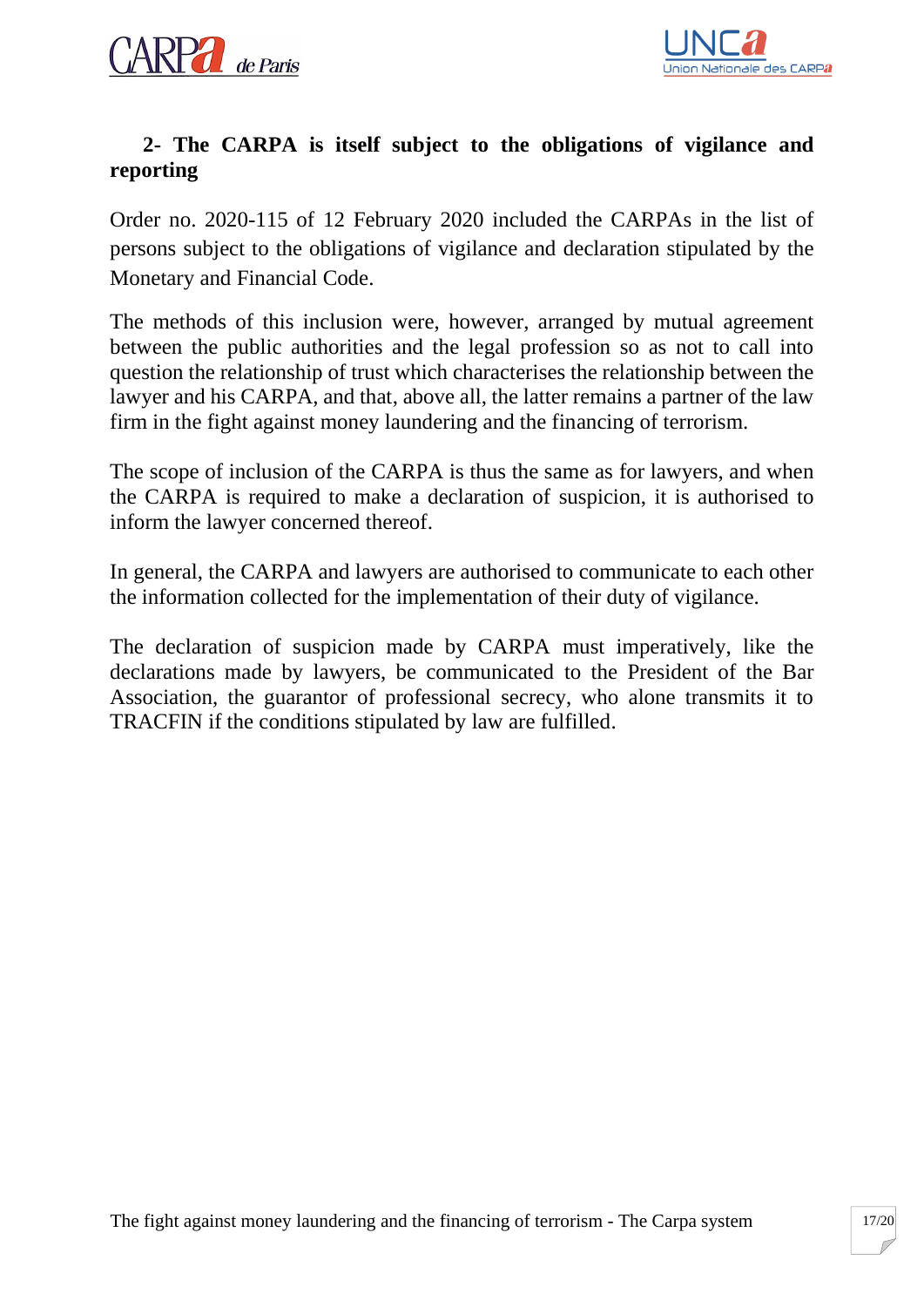## 2- The CARPA is itself subject to the obligations of vigilance and reporting

Order no. 2020-115 of 12 February 2020 included the CARPAs in the list of persons subject to the obligations of vigilance and declaration stipulated by the Monetary and Financial Code.

The methods of this inclusion were, however, arranged by mutual agreement between the public authorities and the legal profession so as not to call into question the relationship of trust which characterises the relationship between the lawyer and his CARPA, and that, above all, the latter remains a partner of the law firm in the fight against money laundering and the financing of terrorism.

The scope of inclusion of the CARPA is thus the same as for lawyers, and when the CARPA is required to make a declaration of suspicion, it is authorised to inform the lawyer concerned thereof.

In general, the CARPA and lawyers are authorised to communicate to each other the information collected for the implementation of their duty of vigilance.

The declaration of suspicion made by CARPA must imperatively, like the declarations made by lawyers, be communicated to the President of the Bar Association, the guarantor of professional secrecy, who alone transmits it to TRACFIN if the conditions stipulated by law are fulfilled.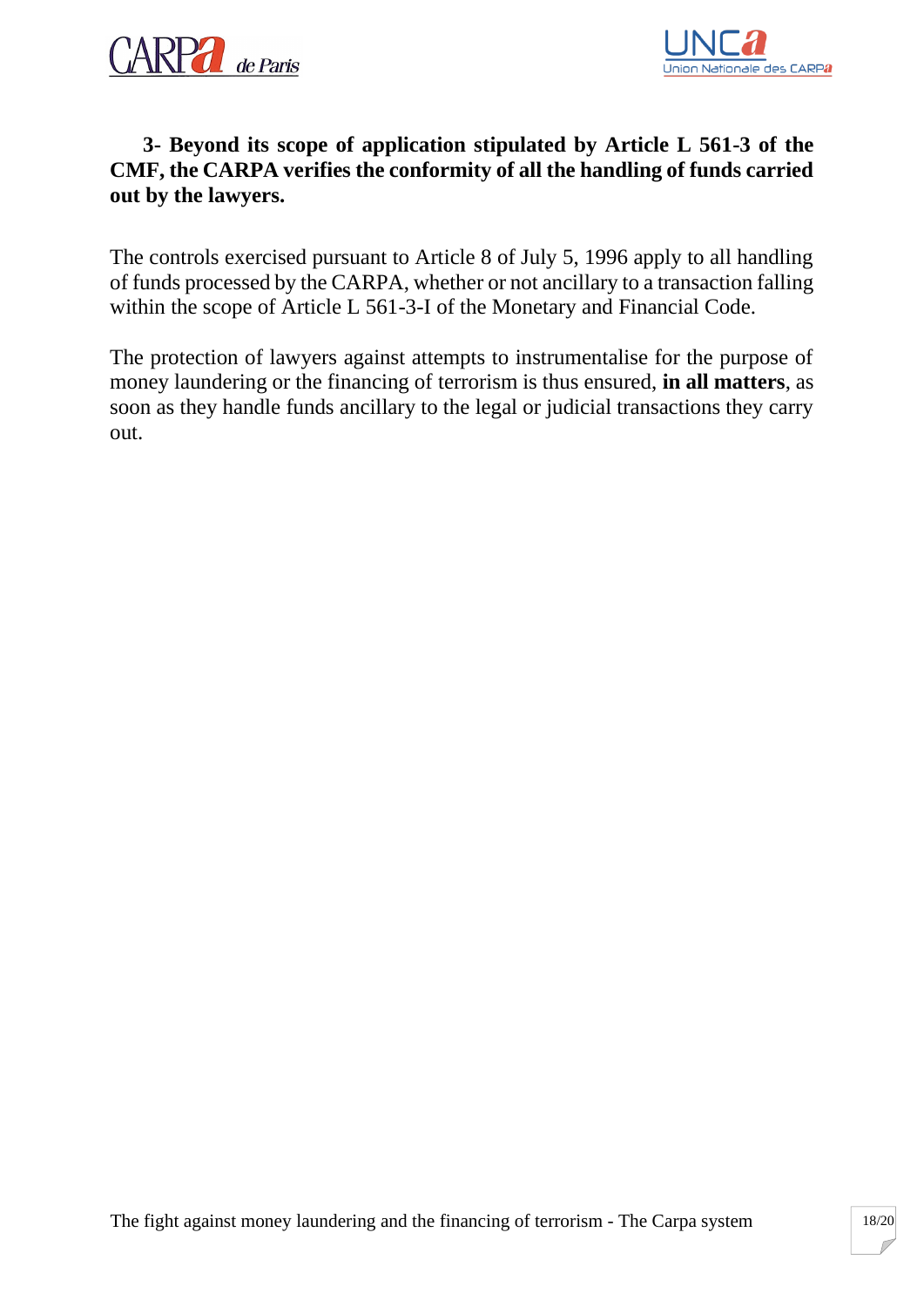**3- Beyond its scope of application stipulated by Article L 561-3 of the CMF, the CARPA verifies the conformity of all the handling of funds carried out by the lawyers.**

The controls exercised pursuant to Article 8 of July 5, 1996 apply to all handling of funds processed by the CARPA, whether or not ancillary to a transaction falling within the scope of Article L 561-3-I of the Monetary and Financial Code.

The protection of lawyers against attempts to instrumentalise for the purpose of money laundering or the financing of terrorism is thus ensured, **in all matters**, as soon as they handle funds ancillary to the legal or judicial transactions they carry out.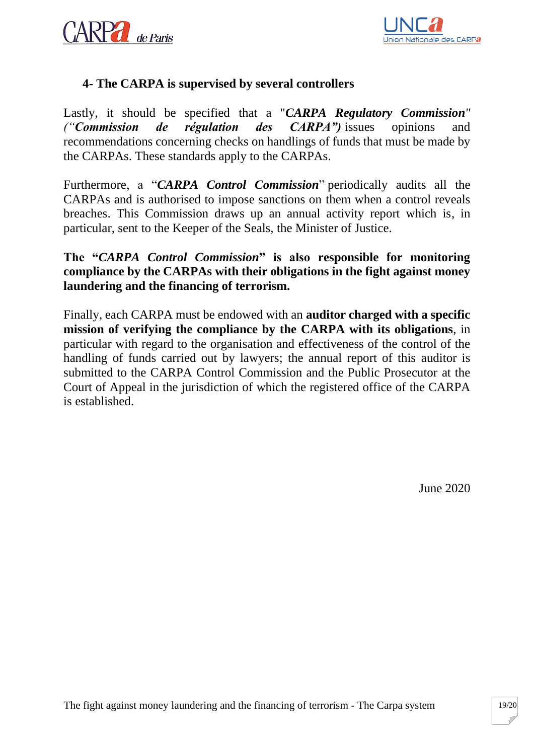## 4- The CARPA is supervised by several controllers

Lastly, it should be specified that a "***CARPA Regulatory Commission***" *(“**Commission de régulation des CARPA”)*** issues opinions and recommendations concerning checks on handlings of funds that must be made by the CARPAs. These standards apply to the CARPAs.

Furthermore, a “***CARPA Control Commission***” periodically audits all the CARPAs and is authorised to impose sanctions on them when a control reveals breaches. This Commission draws up an annual activity report which is, in particular, sent to the Keeper of the Seals, the Minister of Justice.

**The “*CARPA Control Commission*” is also responsible for monitoring compliance by the CARPAs with their obligations in the fight against money laundering and the financing of terrorism.**

Finally, each CARPA must be endowed with an **auditor charged with a specific mission of verifying the compliance by the CARPA with its obligations**, in particular with regard to the organisation and effectiveness of the control of the handling of funds carried out by lawyers; the annual report of this auditor is submitted to the CARPA Control Commission and the Public Prosecutor at the Court of Appeal in the jurisdiction of which the registered office of the CARPA is established.

June 2020